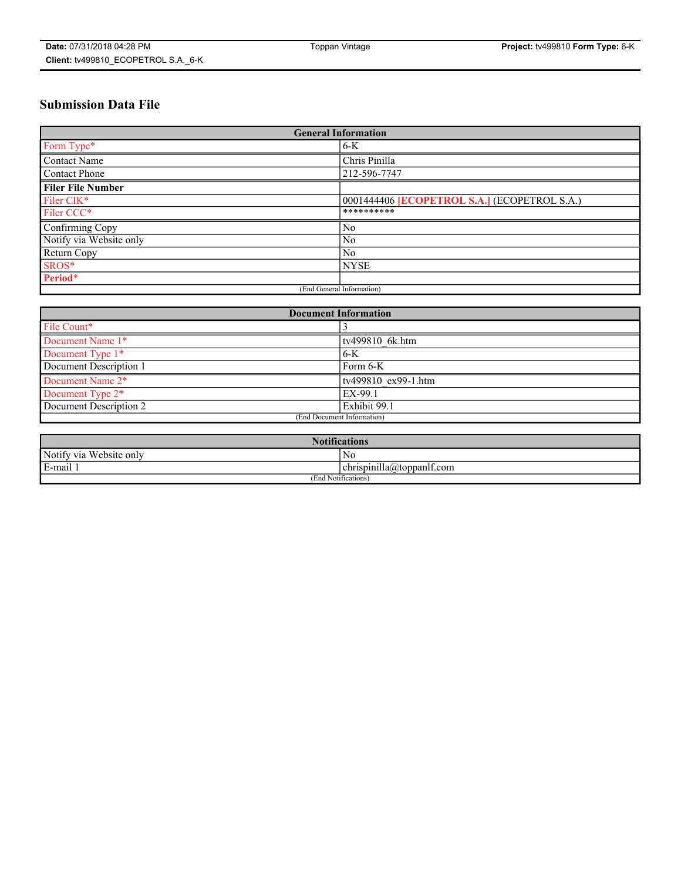# Submission Data File

| General Information | |
|---|---|
| Form Type* | 6-K |
| Contact Name | Chris Pinilla |
| Contact Phone | 212-596-7747 |
| **Filer File Number** | |
| Filer CIK* | 0001444406 **[ECOPETROL S.A.]** (ECOPETROL S.A.) |
| Filer CCC* | ********** |
| Confirming Copy | No |
| Notify via Website only | No |
| Return Copy | No |
| SROS* | NYSE |
| **Period*** | |
| (End General Information) | |

| Document Information | |
|---|---|
| File Count* | 3 |
| Document Name 1* | tv499810_6k.htm |
| Document Type 1* | 6-K |
| Document Description 1 | Form 6-K |
| Document Name 2* | tv499810_ex99-1.htm |
| Document Type 2* | EX-99.1 |
| Document Description 2 | Exhibit 99.1 |
| (End Document Information) | |

| Notifications | |
|---|---|
| Notify via Website only | No |
| E-mail 1 | chrispinilla@toppanlf.com |
| (End Notifications) | |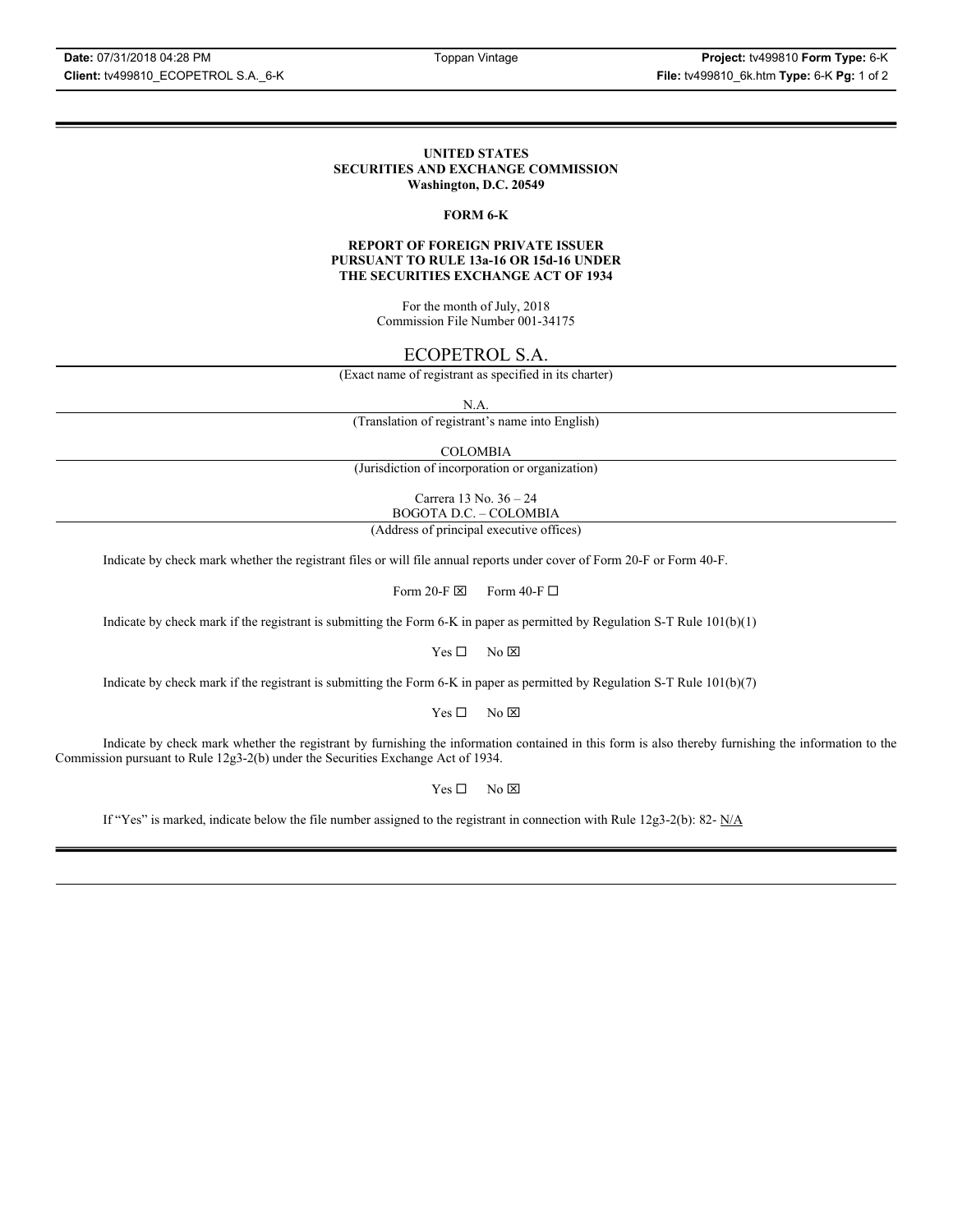**UNITED STATES**
**SECURITIES AND EXCHANGE COMMISSION**
**Washington, D.C. 20549**

**FORM 6-K**

**REPORT OF FOREIGN PRIVATE ISSUER**
**PURSUANT TO RULE 13a-16 OR 15d-16 UNDER**
**THE SECURITIES EXCHANGE ACT OF 1934**

For the month of July, 2018
Commission File Number 001-34175

ECOPETROL S.A.
(Exact name of registrant as specified in its charter)

N.A.
(Translation of registrant's name into English)

COLOMBIA
(Jurisdiction of incorporation or organization)

Carrera 13 No. 36 – 24
BOGOTA D.C. – COLOMBIA
(Address of principal executive offices)

Indicate by check mark whether the registrant files or will file annual reports under cover of Form 20-F or Form 40-F.

Form 20-F ☒ Form 40-F ☐

Indicate by check mark if the registrant is submitting the Form 6-K in paper as permitted by Regulation S-T Rule 101(b)(1)

Yes ☐ No ☒

Indicate by check mark if the registrant is submitting the Form 6-K in paper as permitted by Regulation S-T Rule 101(b)(7)

Yes ☐ No ☒

Indicate by check mark whether the registrant by furnishing the information contained in this form is also thereby furnishing the information to the Commission pursuant to Rule 12g3-2(b) under the Securities Exchange Act of 1934.

Yes ☐ No ☒

If "Yes" is marked, indicate below the file number assigned to the registrant in connection with Rule 12g3-2(b): 82- N/A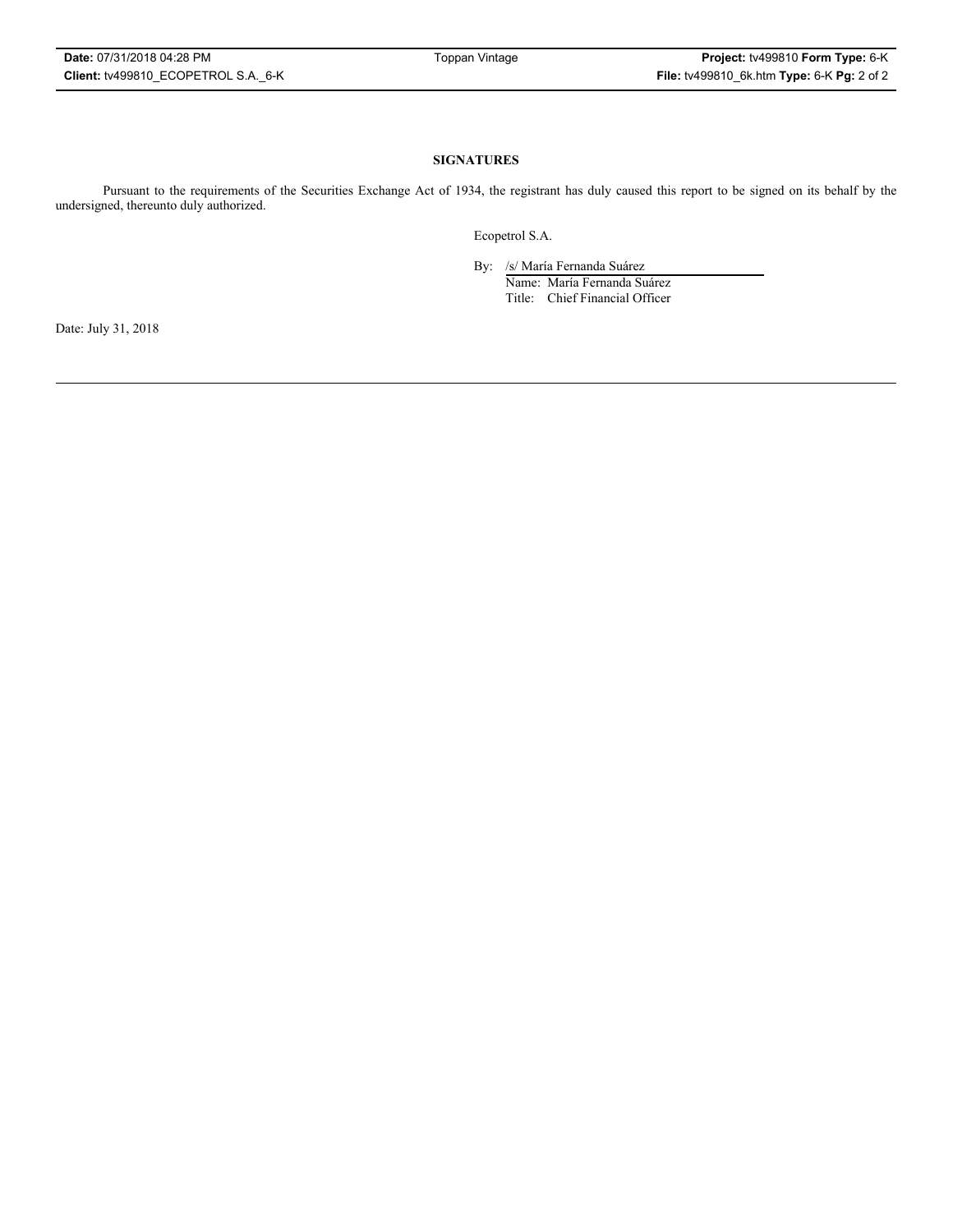**SIGNATURES**

Pursuant to the requirements of the Securities Exchange Act of 1934, the registrant has duly caused this report to be signed on its behalf by the undersigned, thereunto duly authorized.

Ecopetrol S.A.

By: /s/ María Fernanda Suárez
Name: María Fernanda Suárez
Title: Chief Financial Officer

Date: July 31, 2018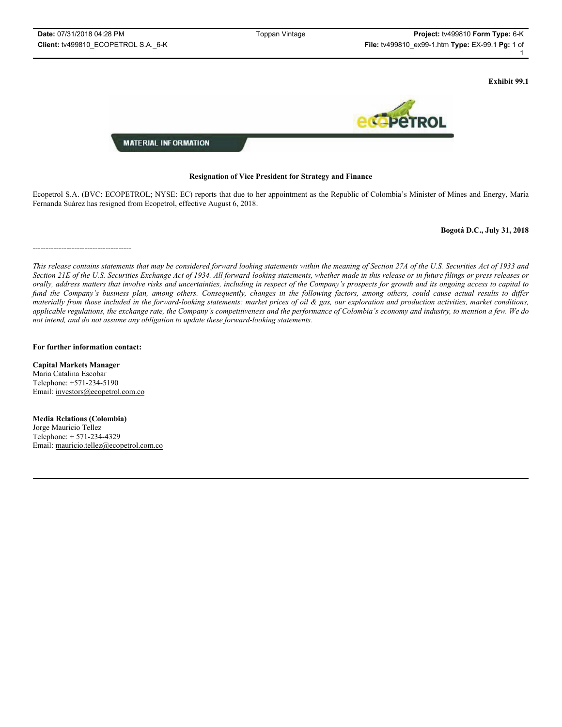**Exhibit 99.1**

MATERIAL INFORMATION

**Resignation of Vice President for Strategy and Finance**

Ecopetrol S.A. (BVC: ECOPETROL; NYSE: EC) reports that due to her appointment as the Republic of Colombia's Minister of Mines and Energy, María Fernanda Suárez has resigned from Ecopetrol, effective August 6, 2018.

**Bogotá D.C., July 31, 2018**

---------------------------------------

*This release contains statements that may be considered forward looking statements within the meaning of Section 27A of the U.S. Securities Act of 1933 and Section 21E of the U.S. Securities Exchange Act of 1934. All forward-looking statements, whether made in this release or in future filings or press releases or orally, address matters that involve risks and uncertainties, including in respect of the Company's prospects for growth and its ongoing access to capital to fund the Company's business plan, among others. Consequently, changes in the following factors, among others, could cause actual results to differ materially from those included in the forward-looking statements: market prices of oil & gas, our exploration and production activities, market conditions, applicable regulations, the exchange rate, the Company's competitiveness and the performance of Colombia's economy and industry, to mention a few. We do not intend, and do not assume any obligation to update these forward-looking statements.*

**For further information contact:**

**Capital Markets Manager**
Maria Catalina Escobar
Telephone: +571-234-5190
Email: investors@ecopetrol.com.co

**Media Relations (Colombia)**
Jorge Mauricio Tellez
Telephone: + 571-234-4329
Email: mauricio.tellez@ecopetrol.com.co